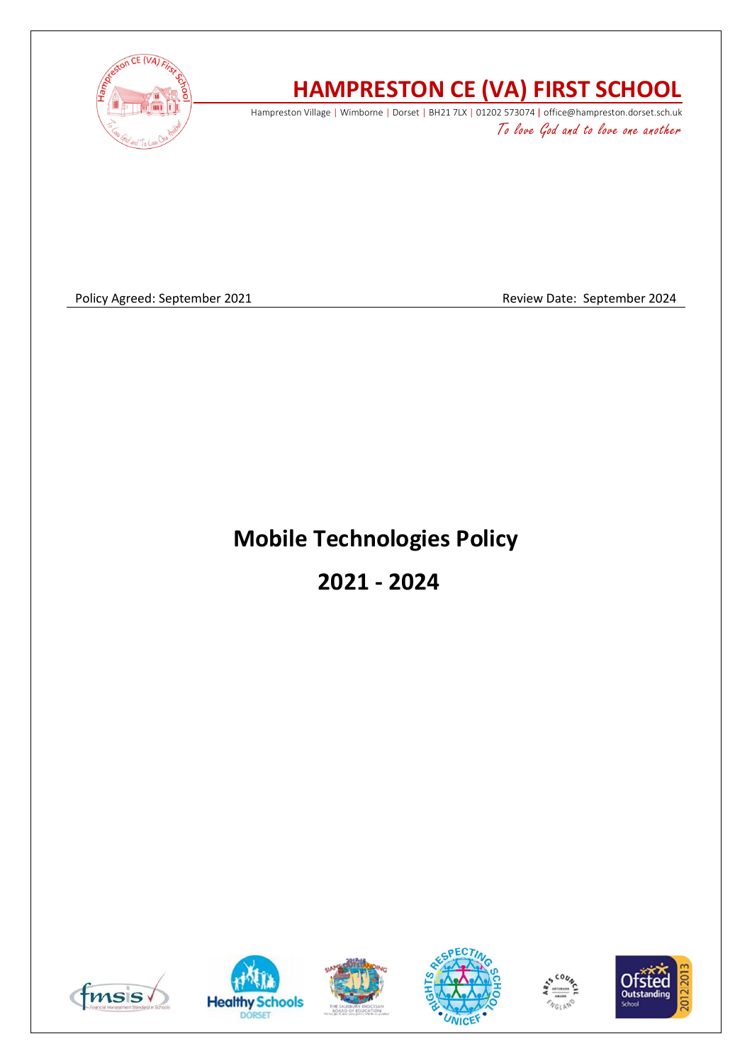# HAMPRESTON CE (VA) FIRST SCHOOL

Hampreston Village | Wimborne | Dorset | BH21 7LX | 01202 573074 | office@hampreston.dorset.sch.uk

*To love God and to love one another*

Policy Agreed: September 2021 Review Date: September 2024

# Mobile Technologies Policy

# 2021 - 2024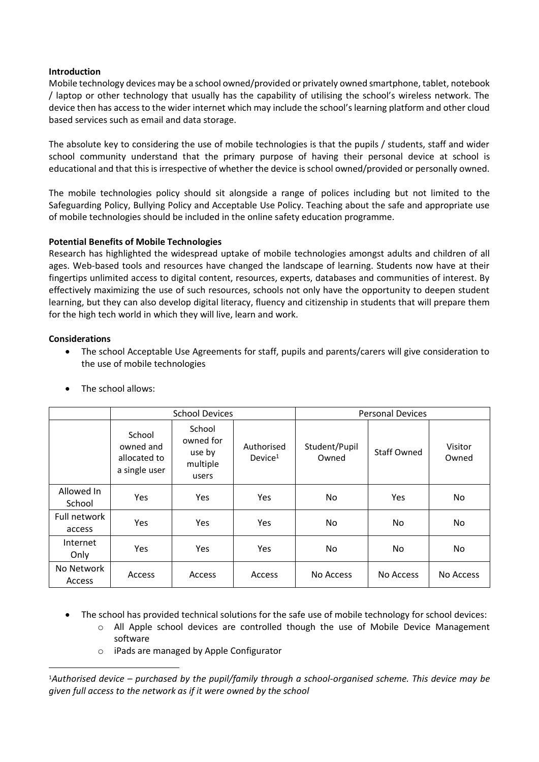**Introduction**

Mobile technology devices may be a school owned/provided or privately owned smartphone, tablet, notebook / laptop or other technology that usually has the capability of utilising the school's wireless network. The device then has access to the wider internet which may include the school's learning platform and other cloud based services such as email and data storage.

The absolute key to considering the use of mobile technologies is that the pupils / students, staff and wider school community understand that the primary purpose of having their personal device at school is educational and that this is irrespective of whether the device is school owned/provided or personally owned.

The mobile technologies policy should sit alongside a range of polices including but not limited to the Safeguarding Policy, Bullying Policy and Acceptable Use Policy. Teaching about the safe and appropriate use of mobile technologies should be included in the online safety education programme.

**Potential Benefits of Mobile Technologies**

Research has highlighted the widespread uptake of mobile technologies amongst adults and children of all ages. Web-based tools and resources have changed the landscape of learning. Students now have at their fingertips unlimited access to digital content, resources, experts, databases and communities of interest. By effectively maximizing the use of such resources, schools not only have the opportunity to deepen student learning, but they can also develop digital literacy, fluency and citizenship in students that will prepare them for the high tech world in which they will live, learn and work.

**Considerations**

- The school Acceptable Use Agreements for staff, pupils and parents/carers will give consideration to the use of mobile technologies
- The school allows:

| | School Devices | | | Personal Devices | | |
|---|---|---|---|---|---|---|
| | School owned and allocated to a single user | School owned for use by multiple users | Authorised Device[1] | Student/Pupil Owned | Staff Owned | Visitor Owned |
| Allowed In School | Yes | Yes | Yes | No | Yes | No |
| Full network access | Yes | Yes | Yes | No | No | No |
| Internet Only | Yes | Yes | Yes | No | No | No |
| No Network Access | Access | Access | Access | No Access | No Access | No Access |

- The school has provided technical solutions for the safe use of mobile technology for school devices:
  - All Apple school devices are controlled though the use of Mobile Device Management software
  - iPads are managed by Apple Configurator

[1]*Authorised device – purchased by the pupil/family through a school-organised scheme. This device may be given full access to the network as if it were owned by the school*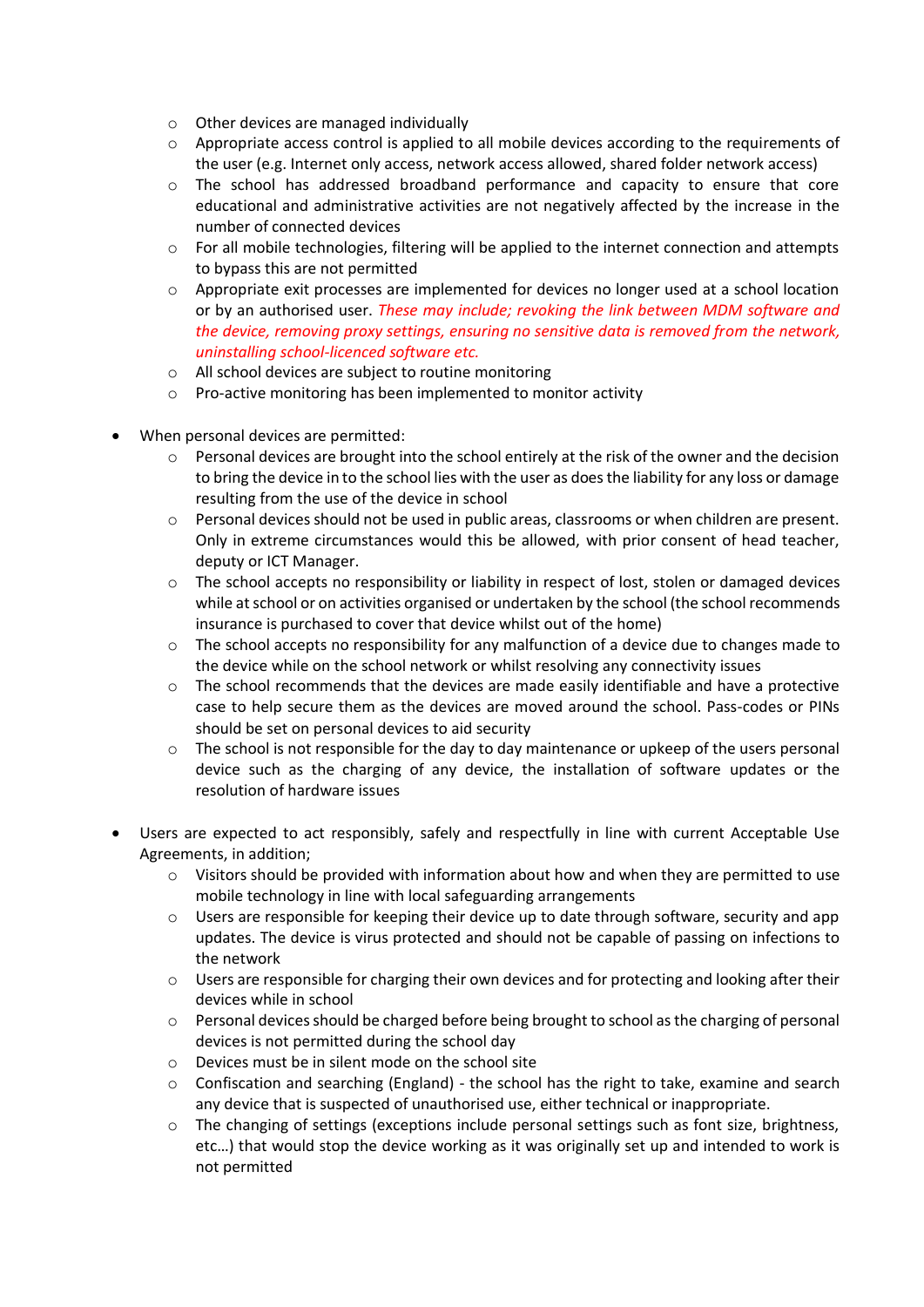- Other devices are managed individually
  - Appropriate access control is applied to all mobile devices according to the requirements of the user (e.g. Internet only access, network access allowed, shared folder network access)
  - The school has addressed broadband performance and capacity to ensure that core educational and administrative activities are not negatively affected by the increase in the number of connected devices
  - For all mobile technologies, filtering will be applied to the internet connection and attempts to bypass this are not permitted
  - Appropriate exit processes are implemented for devices no longer used at a school location or by an authorised user. *These may include; revoking the link between MDM software and the device, removing proxy settings, ensuring no sensitive data is removed from the network, uninstalling school-licenced software etc.*
  - All school devices are subject to routine monitoring
  - Pro-active monitoring has been implemented to monitor activity

- When personal devices are permitted:
  - Personal devices are brought into the school entirely at the risk of the owner and the decision to bring the device in to the school lies with the user as does the liability for any loss or damage resulting from the use of the device in school
  - Personal devices should not be used in public areas, classrooms or when children are present. Only in extreme circumstances would this be allowed, with prior consent of head teacher, deputy or ICT Manager.
  - The school accepts no responsibility or liability in respect of lost, stolen or damaged devices while at school or on activities organised or undertaken by the school (the school recommends insurance is purchased to cover that device whilst out of the home)
  - The school accepts no responsibility for any malfunction of a device due to changes made to the device while on the school network or whilst resolving any connectivity issues
  - The school recommends that the devices are made easily identifiable and have a protective case to help secure them as the devices are moved around the school. Pass-codes or PINs should be set on personal devices to aid security
  - The school is not responsible for the day to day maintenance or upkeep of the users personal device such as the charging of any device, the installation of software updates or the resolution of hardware issues

- Users are expected to act responsibly, safely and respectfully in line with current Acceptable Use Agreements, in addition;
  - Visitors should be provided with information about how and when they are permitted to use mobile technology in line with local safeguarding arrangements
  - Users are responsible for keeping their device up to date through software, security and app updates. The device is virus protected and should not be capable of passing on infections to the network
  - Users are responsible for charging their own devices and for protecting and looking after their devices while in school
  - Personal devices should be charged before being brought to school as the charging of personal devices is not permitted during the school day
  - Devices must be in silent mode on the school site
  - Confiscation and searching (England) - the school has the right to take, examine and search any device that is suspected of unauthorised use, either technical or inappropriate.
  - The changing of settings (exceptions include personal settings such as font size, brightness, etc…) that would stop the device working as it was originally set up and intended to work is not permitted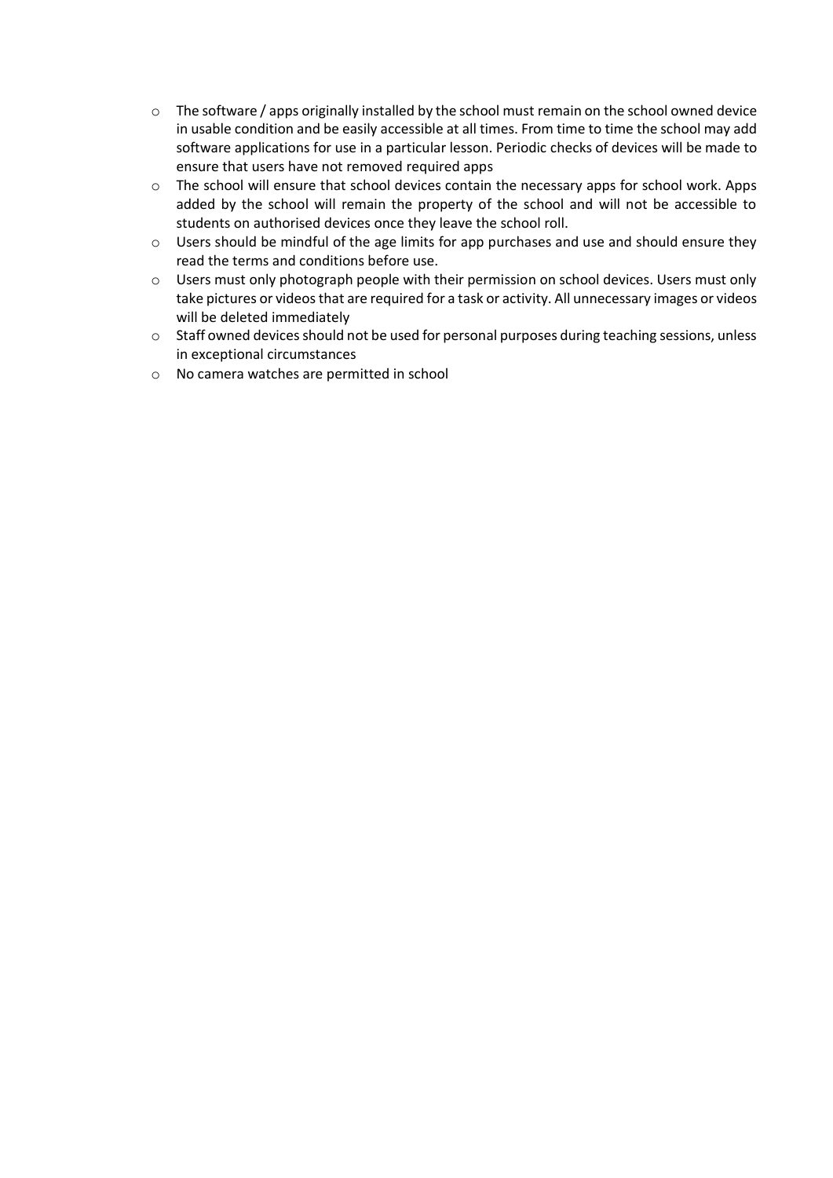- The software / apps originally installed by the school must remain on the school owned device in usable condition and be easily accessible at all times. From time to time the school may add software applications for use in a particular lesson. Periodic checks of devices will be made to ensure that users have not removed required apps
- The school will ensure that school devices contain the necessary apps for school work. Apps added by the school will remain the property of the school and will not be accessible to students on authorised devices once they leave the school roll.
- Users should be mindful of the age limits for app purchases and use and should ensure they read the terms and conditions before use.
- Users must only photograph people with their permission on school devices. Users must only take pictures or videos that are required for a task or activity. All unnecessary images or videos will be deleted immediately
- Staff owned devices should not be used for personal purposes during teaching sessions, unless in exceptional circumstances
- No camera watches are permitted in school